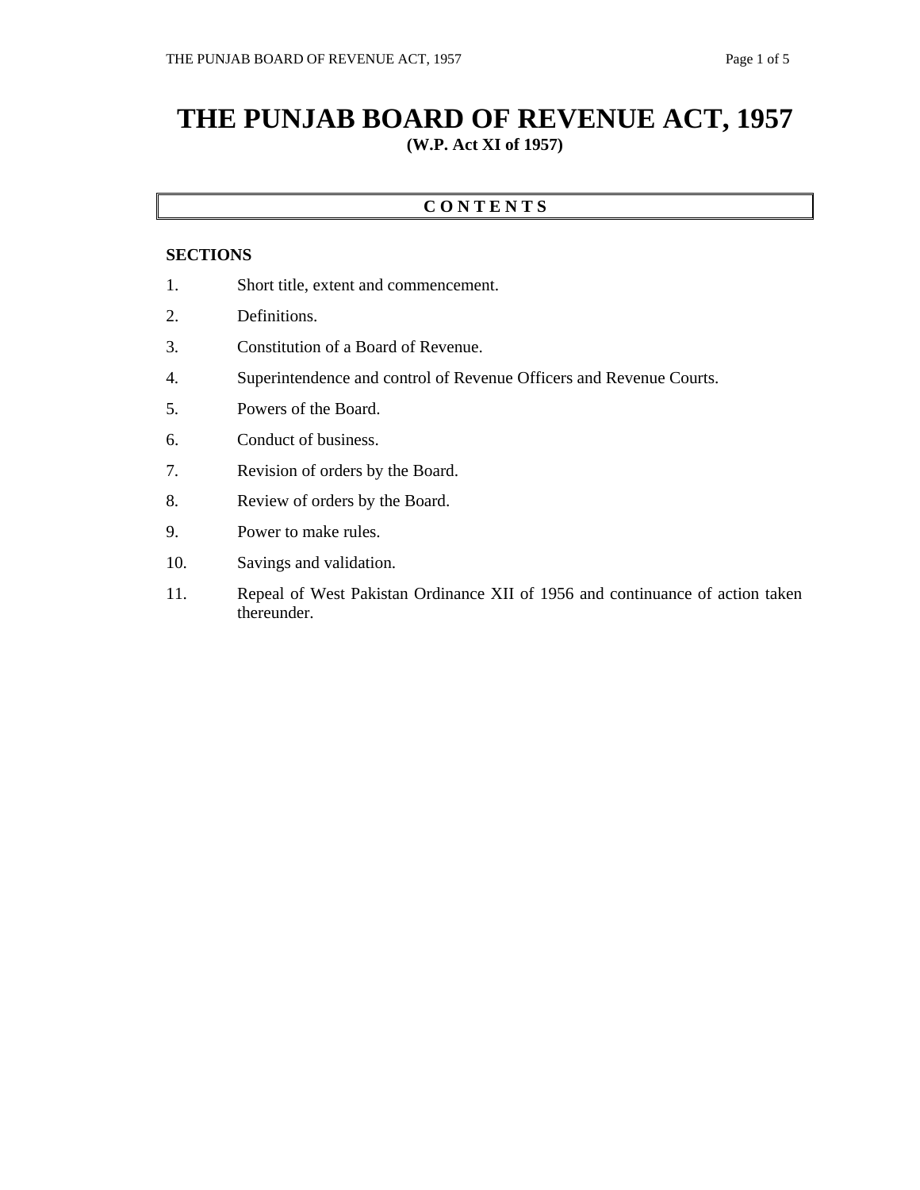# THE PUNJAB BOARD OF REVENUE ACT, 1957

**(W.P. Act XI of 1957)**

## C O N T E N T S

**SECTIONS**

1. Short title, extent and commencement.
2. Definitions.
3. Constitution of a Board of Revenue.
4. Superintendence and control of Revenue Officers and Revenue Courts.
5. Powers of the Board.
6. Conduct of business.
7. Revision of orders by the Board.
8. Review of orders by the Board.
9. Power to make rules.
10. Savings and validation.
11. Repeal of West Pakistan Ordinance XII of 1956 and continuance of action taken thereunder.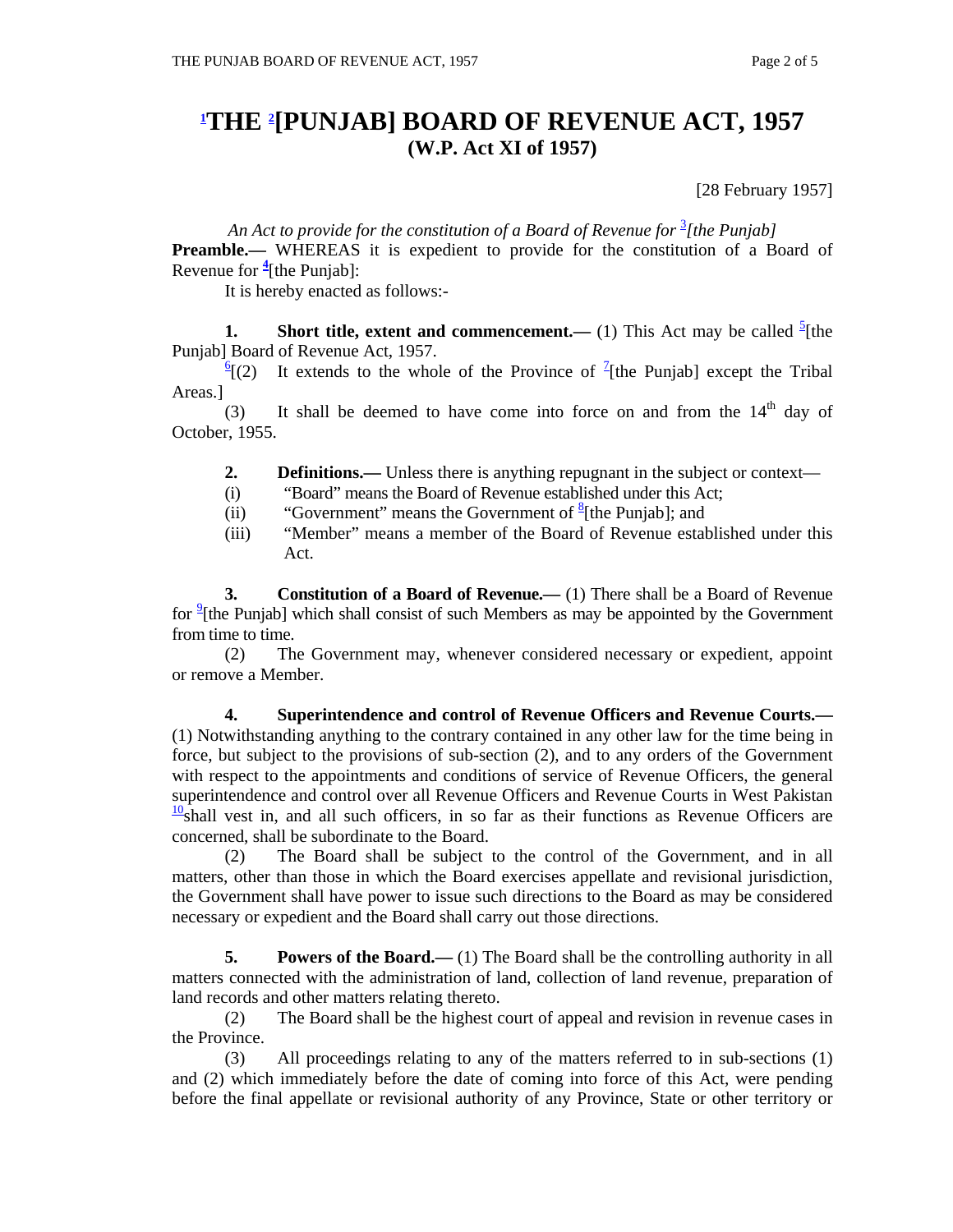# [1]THE [2][PUNJAB] BOARD OF REVENUE ACT, 1957
## (W.P. Act XI of 1957)

[28 February 1957]

*An Act to provide for the constitution of a Board of Revenue for [3][the Punjab]*

**Preamble.—** WHEREAS it is expedient to provide for the constitution of a Board of Revenue for [4][the Punjab]:

It is hereby enacted as follows:-

**1. Short title, extent and commencement.—** (1) This Act may be called [5][the Punjab] Board of Revenue Act, 1957.

[6][(2) It extends to the whole of the Province of [7][the Punjab] except the Tribal Areas.]

(3) It shall be deemed to have come into force on and from the 14th day of October, 1955.

**2. Definitions.—** Unless there is anything repugnant in the subject or context—

(i) "Board" means the Board of Revenue established under this Act;

(ii) "Government" means the Government of [8][the Punjab]; and

(iii) "Member" means a member of the Board of Revenue established under this Act.

**3. Constitution of a Board of Revenue.—** (1) There shall be a Board of Revenue for [9][the Punjab] which shall consist of such Members as may be appointed by the Government from time to time.

(2) The Government may, whenever considered necessary or expedient, appoint or remove a Member.

**4. Superintendence and control of Revenue Officers and Revenue Courts.—** (1) Notwithstanding anything to the contrary contained in any other law for the time being in force, but subject to the provisions of sub-section (2), and to any orders of the Government with respect to the appointments and conditions of service of Revenue Officers, the general superintendence and control over all Revenue Officers and Revenue Courts in West Pakistan [10]shall vest in, and all such officers, in so far as their functions as Revenue Officers are concerned, shall be subordinate to the Board.

(2) The Board shall be subject to the control of the Government, and in all matters, other than those in which the Board exercises appellate and revisional jurisdiction, the Government shall have power to issue such directions to the Board as may be considered necessary or expedient and the Board shall carry out those directions.

**5. Powers of the Board.—** (1) The Board shall be the controlling authority in all matters connected with the administration of land, collection of land revenue, preparation of land records and other matters relating thereto.

(2) The Board shall be the highest court of appeal and revision in revenue cases in the Province.

(3) All proceedings relating to any of the matters referred to in sub-sections (1) and (2) which immediately before the date of coming into force of this Act, were pending before the final appellate or revisional authority of any Province, State or other territory or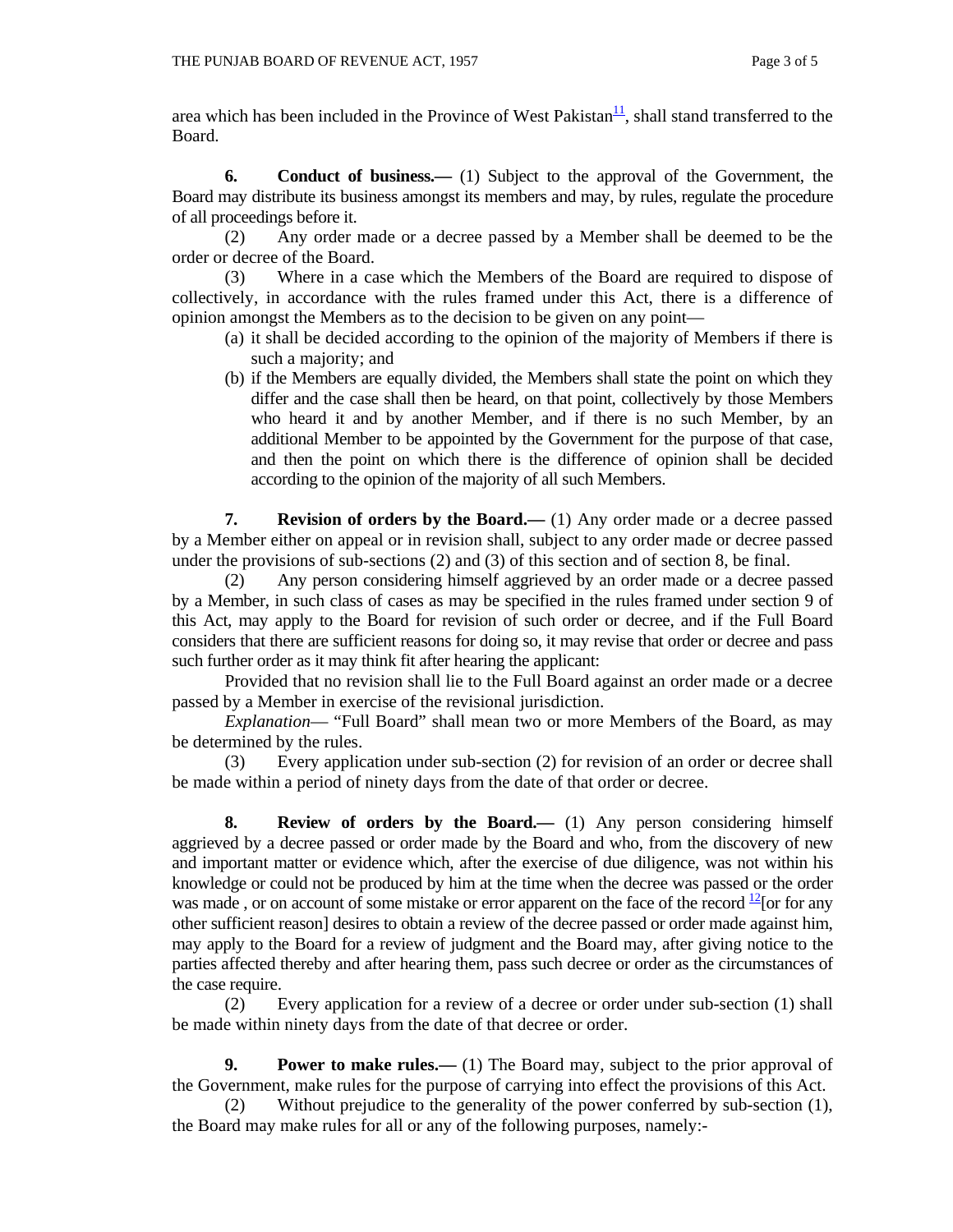area which has been included in the Province of West Pakistan[11], shall stand transferred to the Board.

**6. Conduct of business.—** (1) Subject to the approval of the Government, the Board may distribute its business amongst its members and may, by rules, regulate the procedure of all proceedings before it.

(2) Any order made or a decree passed by a Member shall be deemed to be the order or decree of the Board.

(3) Where in a case which the Members of the Board are required to dispose of collectively, in accordance with the rules framed under this Act, there is a difference of opinion amongst the Members as to the decision to be given on any point—

(a) it shall be decided according to the opinion of the majority of Members if there is such a majority; and

(b) if the Members are equally divided, the Members shall state the point on which they differ and the case shall then be heard, on that point, collectively by those Members who heard it and by another Member, and if there is no such Member, by an additional Member to be appointed by the Government for the purpose of that case, and then the point on which there is the difference of opinion shall be decided according to the opinion of the majority of all such Members.

**7. Revision of orders by the Board.—** (1) Any order made or a decree passed by a Member either on appeal or in revision shall, subject to any order made or decree passed under the provisions of sub-sections (2) and (3) of this section and of section 8, be final.

(2) Any person considering himself aggrieved by an order made or a decree passed by a Member, in such class of cases as may be specified in the rules framed under section 9 of this Act, may apply to the Board for revision of such order or decree, and if the Full Board considers that there are sufficient reasons for doing so, it may revise that order or decree and pass such further order as it may think fit after hearing the applicant:

Provided that no revision shall lie to the Full Board against an order made or a decree passed by a Member in exercise of the revisional jurisdiction.

*Explanation*— "Full Board" shall mean two or more Members of the Board, as may be determined by the rules.

(3) Every application under sub-section (2) for revision of an order or decree shall be made within a period of ninety days from the date of that order or decree.

**8. Review of orders by the Board.—** (1) Any person considering himself aggrieved by a decree passed or order made by the Board and who, from the discovery of new and important matter or evidence which, after the exercise of due diligence, was not within his knowledge or could not be produced by him at the time when the decree was passed or the order was made , or on account of some mistake or error apparent on the face of the record [12][or for any other sufficient reason] desires to obtain a review of the decree passed or order made against him, may apply to the Board for a review of judgment and the Board may, after giving notice to the parties affected thereby and after hearing them, pass such decree or order as the circumstances of the case require.

(2) Every application for a review of a decree or order under sub-section (1) shall be made within ninety days from the date of that decree or order.

**9. Power to make rules.—** (1) The Board may, subject to the prior approval of the Government, make rules for the purpose of carrying into effect the provisions of this Act.

(2) Without prejudice to the generality of the power conferred by sub-section (1), the Board may make rules for all or any of the following purposes, namely:-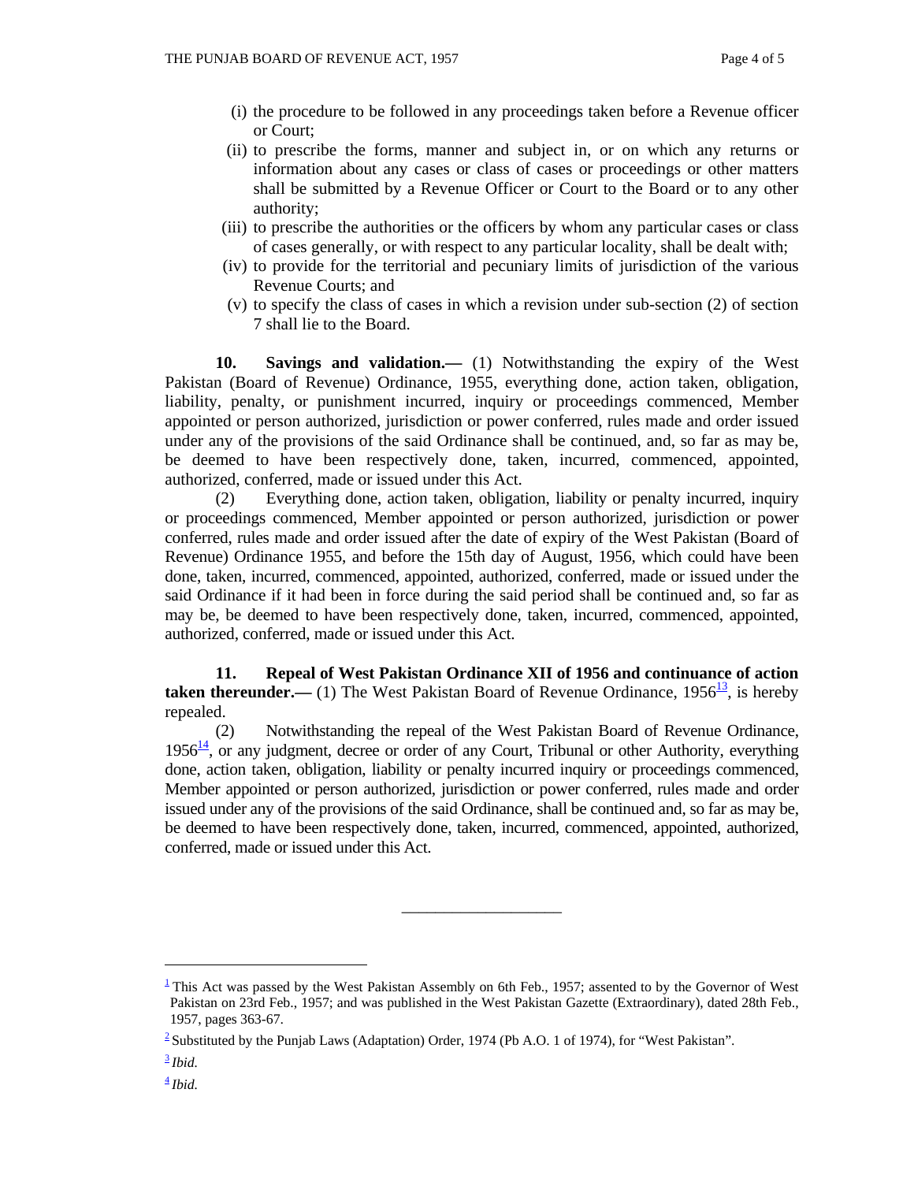(i) the procedure to be followed in any proceedings taken before a Revenue officer or Court;

(ii) to prescribe the forms, manner and subject in, or on which any returns or information about any cases or class of cases or proceedings or other matters shall be submitted by a Revenue Officer or Court to the Board or to any other authority;

(iii) to prescribe the authorities or the officers by whom any particular cases or class of cases generally, or with respect to any particular locality, shall be dealt with;

(iv) to provide for the territorial and pecuniary limits of jurisdiction of the various Revenue Courts; and

(v) to specify the class of cases in which a revision under sub-section (2) of section 7 shall lie to the Board.

**10. Savings and validation.—** (1) Notwithstanding the expiry of the West Pakistan (Board of Revenue) Ordinance, 1955, everything done, action taken, obligation, liability, penalty, or punishment incurred, inquiry or proceedings commenced, Member appointed or person authorized, jurisdiction or power conferred, rules made and order issued under any of the provisions of the said Ordinance shall be continued, and, so far as may be, be deemed to have been respectively done, taken, incurred, commenced, appointed, authorized, conferred, made or issued under this Act.

(2) Everything done, action taken, obligation, liability or penalty incurred, inquiry or proceedings commenced, Member appointed or person authorized, jurisdiction or power conferred, rules made and order issued after the date of expiry of the West Pakistan (Board of Revenue) Ordinance 1955, and before the 15th day of August, 1956, which could have been done, taken, incurred, commenced, appointed, authorized, conferred, made or issued under the said Ordinance if it had been in force during the said period shall be continued and, so far as may be, be deemed to have been respectively done, taken, incurred, commenced, appointed, authorized, conferred, made or issued under this Act.

**11. Repeal of West Pakistan Ordinance XII of 1956 and continuance of action taken thereunder.—** (1) The West Pakistan Board of Revenue Ordinance, 1956[13], is hereby repealed.

(2) Notwithstanding the repeal of the West Pakistan Board of Revenue Ordinance, 1956[14], or any judgment, decree or order of any Court, Tribunal or other Authority, everything done, action taken, obligation, liability or penalty incurred inquiry or proceedings commenced, Member appointed or person authorized, jurisdiction or power conferred, rules made and order issued under any of the provisions of the said Ordinance, shall be continued and, so far as may be, be deemed to have been respectively done, taken, incurred, commenced, appointed, authorized, conferred, made or issued under this Act.

---

[1] This Act was passed by the West Pakistan Assembly on 6th Feb., 1957; assented to by the Governor of West Pakistan on 23rd Feb., 1957; and was published in the West Pakistan Gazette (Extraordinary), dated 28th Feb., 1957, pages 363-67.

[2] Substituted by the Punjab Laws (Adaptation) Order, 1974 (Pb A.O. 1 of 1974), for "West Pakistan".

[3] *Ibid.*

[4] *Ibid.*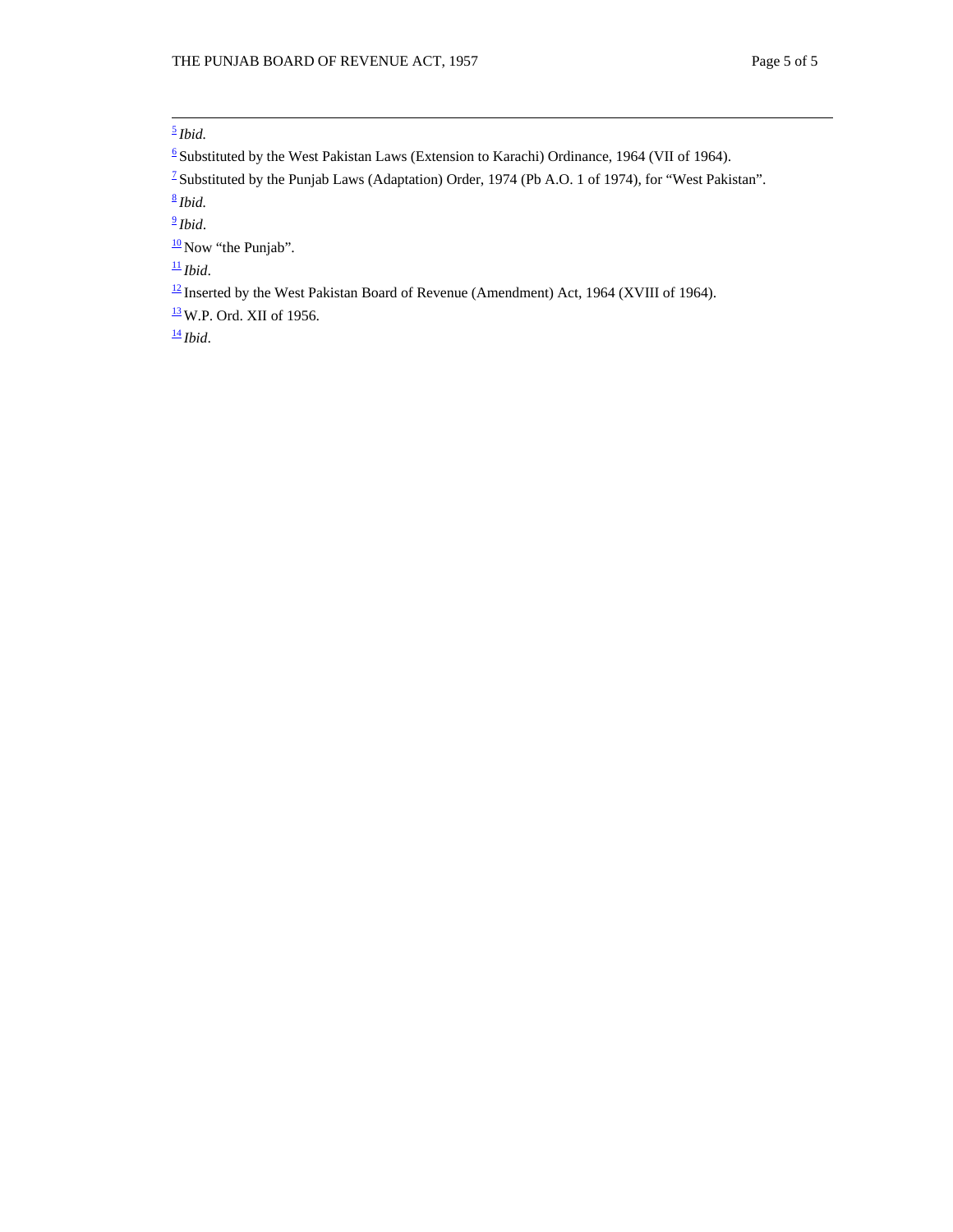[5] *Ibid.*

[6] Substituted by the West Pakistan Laws (Extension to Karachi) Ordinance, 1964 (VII of 1964).

[7] Substituted by the Punjab Laws (Adaptation) Order, 1974 (Pb A.O. 1 of 1974), for "West Pakistan".

[8] *Ibid.*

[9] *Ibid*.

[10] Now "the Punjab".

[11] *Ibid*.

[12] Inserted by the West Pakistan Board of Revenue (Amendment) Act, 1964 (XVIII of 1964).

[13] W.P. Ord. XII of 1956.

[14] *Ibid*.